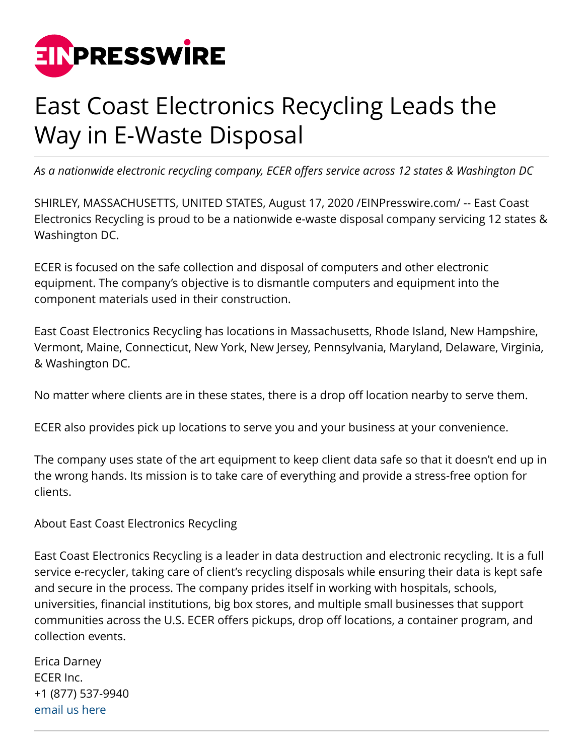# East Coast Electronics Recycling Leads the Way in E-Waste Disposal

*As a nationwide electronic recycling company, ECER offers service across 12 states & Washington DC*

SHIRLEY, MASSACHUSETTS, UNITED STATES, August 17, 2020 /EINPresswire.com/ -- East Coast Electronics Recycling is proud to be a nationwide e-waste disposal company servicing 12 states & Washington DC.

ECER is focused on the safe collection and disposal of computers and other electronic equipment. The company's objective is to dismantle computers and equipment into the component materials used in their construction.

East Coast Electronics Recycling has locations in Massachusetts, Rhode Island, New Hampshire, Vermont, Maine, Connecticut, New York, New Jersey, Pennsylvania, Maryland, Delaware, Virginia, & Washington DC.

No matter where clients are in these states, there is a drop off location nearby to serve them.

ECER also provides pick up locations to serve you and your business at your convenience.

The company uses state of the art equipment to keep client data safe so that it doesn't end up in the wrong hands. Its mission is to take care of everything and provide a stress-free option for clients.

About East Coast Electronics Recycling

East Coast Electronics Recycling is a leader in data destruction and electronic recycling. It is a full service e-recycler, taking care of client's recycling disposals while ensuring their data is kept safe and secure in the process. The company prides itself in working with hospitals, schools, universities, financial institutions, big box stores, and multiple small businesses that support communities across the U.S. ECER offers pickups, drop off locations, a container program, and collection events.

Erica Darney
ECER Inc.
+1 (877) 537-9940
email us here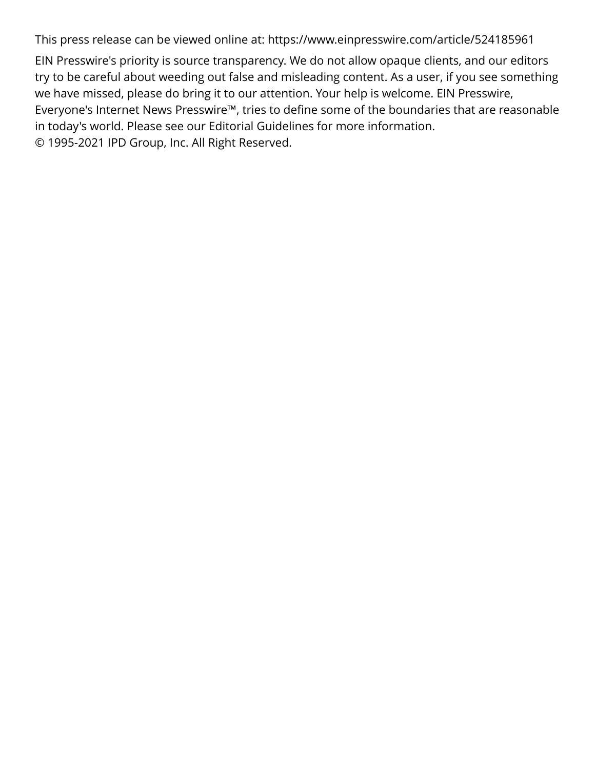This press release can be viewed online at: https://www.einpresswire.com/article/524185961

EIN Presswire's priority is source transparency. We do not allow opaque clients, and our editors try to be careful about weeding out false and misleading content. As a user, if you see something we have missed, please do bring it to our attention. Your help is welcome. EIN Presswire, Everyone's Internet News Presswire™, tries to define some of the boundaries that are reasonable in today's world. Please see our Editorial Guidelines for more information.
© 1995-2021 IPD Group, Inc. All Right Reserved.